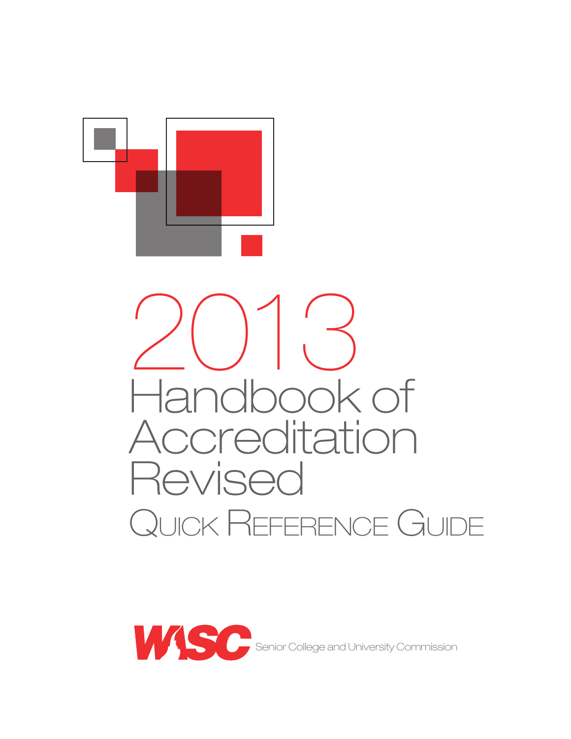# 2013 Handbook of Accreditation Revised

## Quick Reference Guide

WASC Senior College and University Commission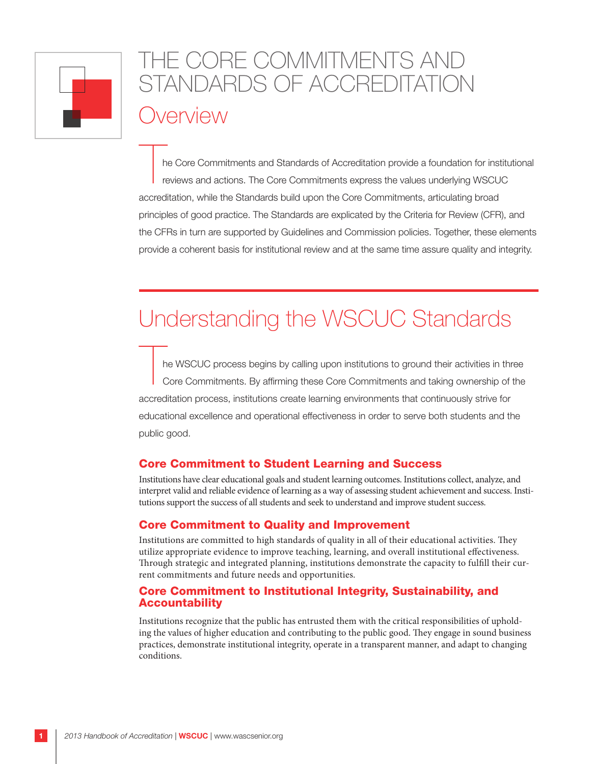# THE CORE COMMITMENTS AND STANDARDS OF ACCREDITATION

## Overview

The Core Commitments and Standards of Accreditation provide a foundation for institutional reviews and actions. The Core Commitments express the values underlying WSCUC accreditation, while the Standards build upon the Core Commitments, articulating broad principles of good practice. The Standards are explicated by the Criteria for Review (CFR), and the CFRs in turn are supported by Guidelines and Commission policies. Together, these elements provide a coherent basis for institutional review and at the same time assure quality and integrity.

## Understanding the WSCUC Standards

The WSCUC process begins by calling upon institutions to ground their activities in three Core Commitments. By affirming these Core Commitments and taking ownership of the accreditation process, institutions create learning environments that continuously strive for educational excellence and operational effectiveness in order to serve both students and the public good.

### Core Commitment to Student Learning and Success

Institutions have clear educational goals and student learning outcomes. Institutions collect, analyze, and interpret valid and reliable evidence of learning as a way of assessing student achievement and success. Institutions support the success of all students and seek to understand and improve student success.

### Core Commitment to Quality and Improvement

Institutions are committed to high standards of quality in all of their educational activities. They utilize appropriate evidence to improve teaching, learning, and overall institutional effectiveness. Through strategic and integrated planning, institutions demonstrate the capacity to fulfill their current commitments and future needs and opportunities.

### Core Commitment to Institutional Integrity, Sustainability, and Accountability

Institutions recognize that the public has entrusted them with the critical responsibilities of upholding the values of higher education and contributing to the public good. They engage in sound business practices, demonstrate institutional integrity, operate in a transparent manner, and adapt to changing conditions.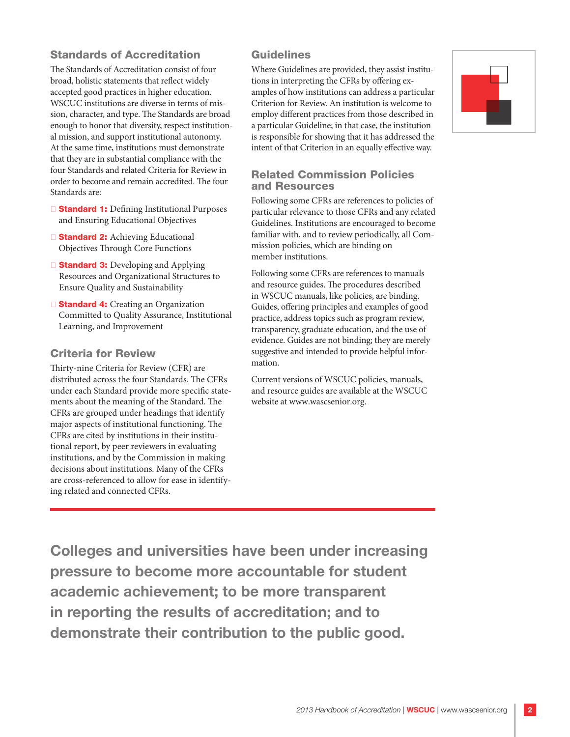## Standards of Accreditation

The Standards of Accreditation consist of four broad, holistic statements that reflect widely accepted good practices in higher education. WSCUC institutions are diverse in terms of mission, character, and type. The Standards are broad enough to honor that diversity, respect institutional mission, and support institutional autonomy. At the same time, institutions must demonstrate that they are in substantial compliance with the four Standards and related Criteria for Review in order to become and remain accredited. The four Standards are:

- **Standard 1:** Defining Institutional Purposes and Ensuring Educational Objectives
- **Standard 2:** Achieving Educational Objectives Through Core Functions
- **Standard 3:** Developing and Applying Resources and Organizational Structures to Ensure Quality and Sustainability
- **Standard 4:** Creating an Organization Committed to Quality Assurance, Institutional Learning, and Improvement

## Criteria for Review

Thirty-nine Criteria for Review (CFR) are distributed across the four Standards. The CFRs under each Standard provide more specific statements about the meaning of the Standard. The CFRs are grouped under headings that identify major aspects of institutional functioning. The CFRs are cited by institutions in their institutional report, by peer reviewers in evaluating institutions, and by the Commission in making decisions about institutions. Many of the CFRs are cross-referenced to allow for ease in identifying related and connected CFRs.

## Guidelines

Where Guidelines are provided, they assist institutions in interpreting the CFRs by offering examples of how institutions can address a particular Criterion for Review. An institution is welcome to employ different practices from those described in a particular Guideline; in that case, the institution is responsible for showing that it has addressed the intent of that Criterion in an equally effective way.

## Related Commission Policies and Resources

Following some CFRs are references to policies of particular relevance to those CFRs and any related Guidelines. Institutions are encouraged to become familiar with, and to review periodically, all Commission policies, which are binding on member institutions.

Following some CFRs are references to manuals and resource guides. The procedures described in WSCUC manuals, like policies, are binding. Guides, offering principles and examples of good practice, address topics such as program review, transparency, graduate education, and the use of evidence. Guides are not binding; they are merely suggestive and intended to provide helpful information.

Current versions of WSCUC policies, manuals, and resource guides are available at the WSCUC website at www.wascsenior.org.

**Colleges and universities have been under increasing pressure to become more accountable for student academic achievement; to be more transparent in reporting the results of accreditation; and to demonstrate their contribution to the public good.**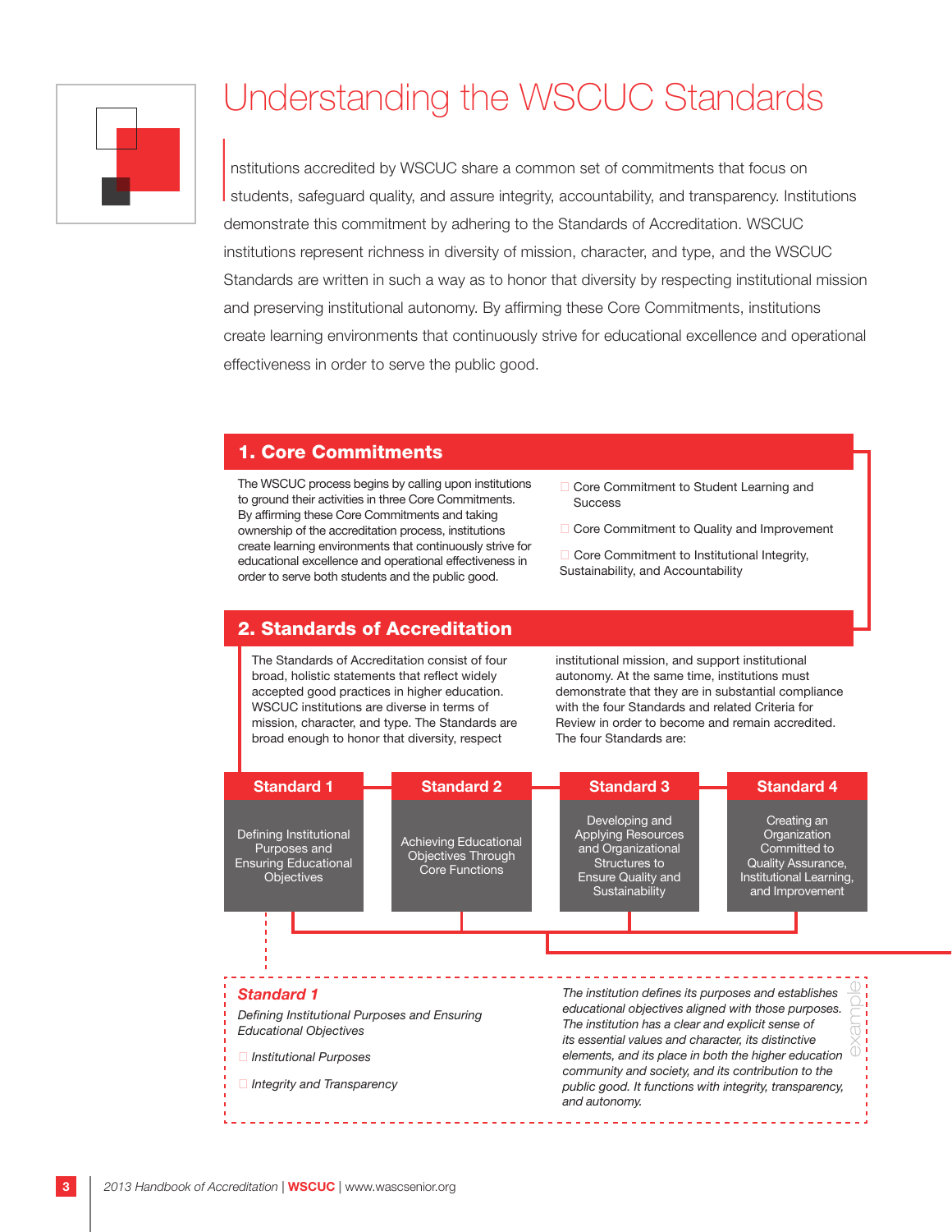# Understanding the WSCUC Standards

Institutions accredited by WSCUC share a common set of commitments that focus on students, safeguard quality, and assure integrity, accountability, and transparency. Institutions demonstrate this commitment by adhering to the Standards of Accreditation. WSCUC institutions represent richness in diversity of mission, character, and type, and the WSCUC Standards are written in such a way as to honor that diversity by respecting institutional mission and preserving institutional autonomy. By affirming these Core Commitments, institutions create learning environments that continuously strive for educational excellence and operational effectiveness in order to serve the public good.

## 1. Core Commitments

The WSCUC process begins by calling upon institutions to ground their activities in three Core Commitments. By affirming these Core Commitments and taking ownership of the accreditation process, institutions create learning environments that continuously strive for educational excellence and operational effectiveness in order to serve both students and the public good.

- Core Commitment to Student Learning and Success
- Core Commitment to Quality and Improvement
- Core Commitment to Institutional Integrity, Sustainability, and Accountability

## 2. Standards of Accreditation

The Standards of Accreditation consist of four broad, holistic statements that reflect widely accepted good practices in higher education. WSCUC institutions are diverse in terms of mission, character, and type. The Standards are broad enough to honor that diversity, respect institutional mission, and support institutional autonomy. At the same time, institutions must demonstrate that they are in substantial compliance with the four Standards and related Criteria for Review in order to become and remain accredited. The four Standards are:

**Standard 1**
Defining Institutional Purposes and Ensuring Educational Objectives

**Standard 2**
Achieving Educational Objectives Through Core Functions

**Standard 3**
Developing and Applying Resources and Organizational Structures to Ensure Quality and Sustainability

**Standard 4**
Creating an Organization Committed to Quality Assurance, Institutional Learning, and Improvement

*example*

***Standard 1***

*Defining Institutional Purposes and Ensuring Educational Objectives*

- *Institutional Purposes*
- *Integrity and Transparency*

*The institution defines its purposes and establishes educational objectives aligned with those purposes. The institution has a clear and explicit sense of its essential values and character, its distinctive elements, and its place in both the higher education community and society, and its contribution to the public good. It functions with integrity, transparency, and autonomy.*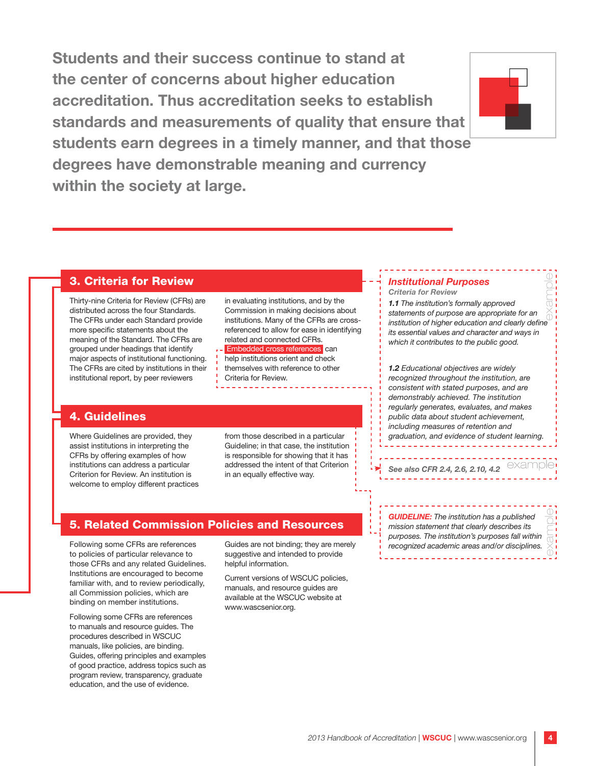**Students and their success continue to stand at the center of concerns about higher education accreditation. Thus accreditation seeks to establish standards and measurements of quality that ensure that students earn degrees in a timely manner, and that those degrees have demonstrable meaning and currency within the society at large.**

## 3. Criteria for Review

Thirty-nine Criteria for Review (CFRs) are distributed across the four Standards. The CFRs under each Standard provide more specific statements about the meaning of the Standard. The CFRs are grouped under headings that identify major aspects of institutional functioning. The CFRs are cited by institutions in their institutional report, by peer reviewers in evaluating institutions, and by the Commission in making decisions about institutions. Many of the CFRs are cross-referenced to allow for ease in identifying related and connected CFRs. Embedded cross references can help institutions orient and check themselves with reference to other Criteria for Review.

## 4. Guidelines

Where Guidelines are provided, they assist institutions in interpreting the CFRs by offering examples of how institutions can address a particular Criterion for Review. An institution is welcome to employ different practices from those described in a particular Guideline; in that case, the institution is responsible for showing that it has addressed the intent of that Criterion in an equally effective way.

## 5. Related Commission Policies and Resources

Following some CFRs are references to policies of particular relevance to those CFRs and any related Guidelines. Institutions are encouraged to become familiar with, and to review periodically, all Commission policies, which are binding on member institutions.

Following some CFRs are references to manuals and resource guides. The procedures described in WSCUC manuals, like policies, are binding. Guides, offering principles and examples of good practice, address topics such as program review, transparency, graduate education, and the use of evidence. Guides are not binding; they are merely suggestive and intended to provide helpful information.

Current versions of WSCUC policies, manuals, and resource guides are available at the WSCUC website at www.wascsenior.org.

---

*example*

### *Institutional Purposes*

***Criteria for Review***

***1.1*** *The institution's formally approved statements of purpose are appropriate for an institution of higher education and clearly define its essential values and character and ways in which it contributes to the public good.*

***1.2*** *Educational objectives are widely recognized throughout the institution, are consistent with stated purposes, and are demonstrably achieved. The institution regularly generates, evaluates, and makes public data about student achievement, including measures of retention and graduation, and evidence of student learning.*

*example*

***See also CFR 2.4, 2.6, 2.10, 4.2***

*example*

***GUIDELINE:*** *The institution has a published mission statement that clearly describes its purposes. The institution's purposes fall within recognized academic areas and/or disciplines.*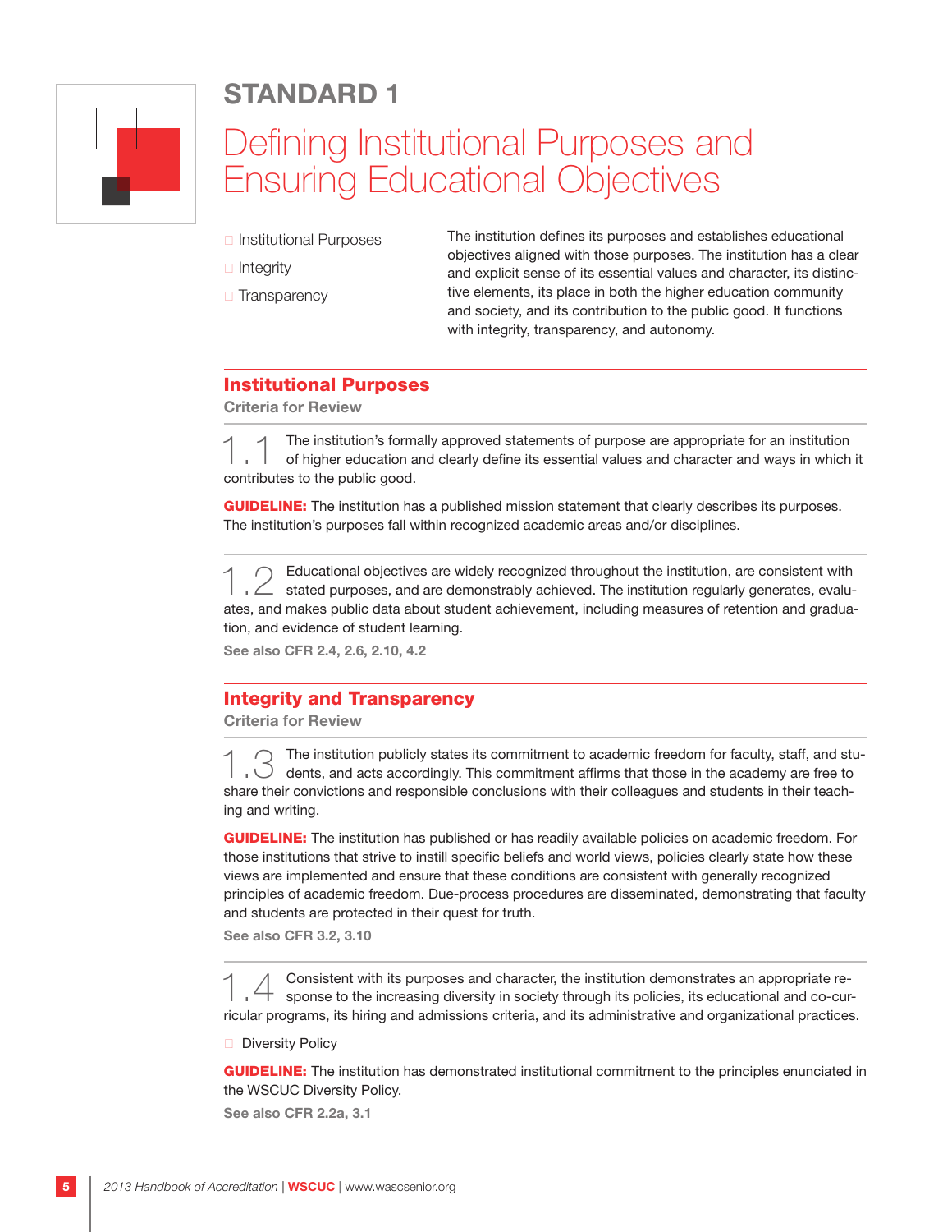# STANDARD 1

## Defining Institutional Purposes and Ensuring Educational Objectives

- Institutional Purposes
- Integrity
- Transparency

The institution defines its purposes and establishes educational objectives aligned with those purposes. The institution has a clear and explicit sense of its essential values and character, its distinctive elements, its place in both the higher education community and society, and its contribution to the public good. It functions with integrity, transparency, and autonomy.

### Institutional Purposes

**Criteria for Review**

**1.1** The institution's formally approved statements of purpose are appropriate for an institution of higher education and clearly define its essential values and character and ways in which it contributes to the public good.

**GUIDELINE:** The institution has a published mission statement that clearly describes its purposes. The institution's purposes fall within recognized academic areas and/or disciplines.

**1.2** Educational objectives are widely recognized throughout the institution, are consistent with stated purposes, and are demonstrably achieved. The institution regularly generates, evaluates, and makes public data about student achievement, including measures of retention and graduation, and evidence of student learning.

**See also CFR 2.4, 2.6, 2.10, 4.2**

### Integrity and Transparency

**Criteria for Review**

**1.3** The institution publicly states its commitment to academic freedom for faculty, staff, and students, and acts accordingly. This commitment affirms that those in the academy are free to share their convictions and responsible conclusions with their colleagues and students in their teaching and writing.

**GUIDELINE:** The institution has published or has readily available policies on academic freedom. For those institutions that strive to instill specific beliefs and world views, policies clearly state how these views are implemented and ensure that these conditions are consistent with generally recognized principles of academic freedom. Due-process procedures are disseminated, demonstrating that faculty and students are protected in their quest for truth.

**See also CFR 3.2, 3.10**

**1.4** Consistent with its purposes and character, the institution demonstrates an appropriate response to the increasing diversity in society through its policies, its educational and co-curricular programs, its hiring and admissions criteria, and its administrative and organizational practices.

- Diversity Policy

**GUIDELINE:** The institution has demonstrated institutional commitment to the principles enunciated in the WSCUC Diversity Policy.

**See also CFR 2.2a, 3.1**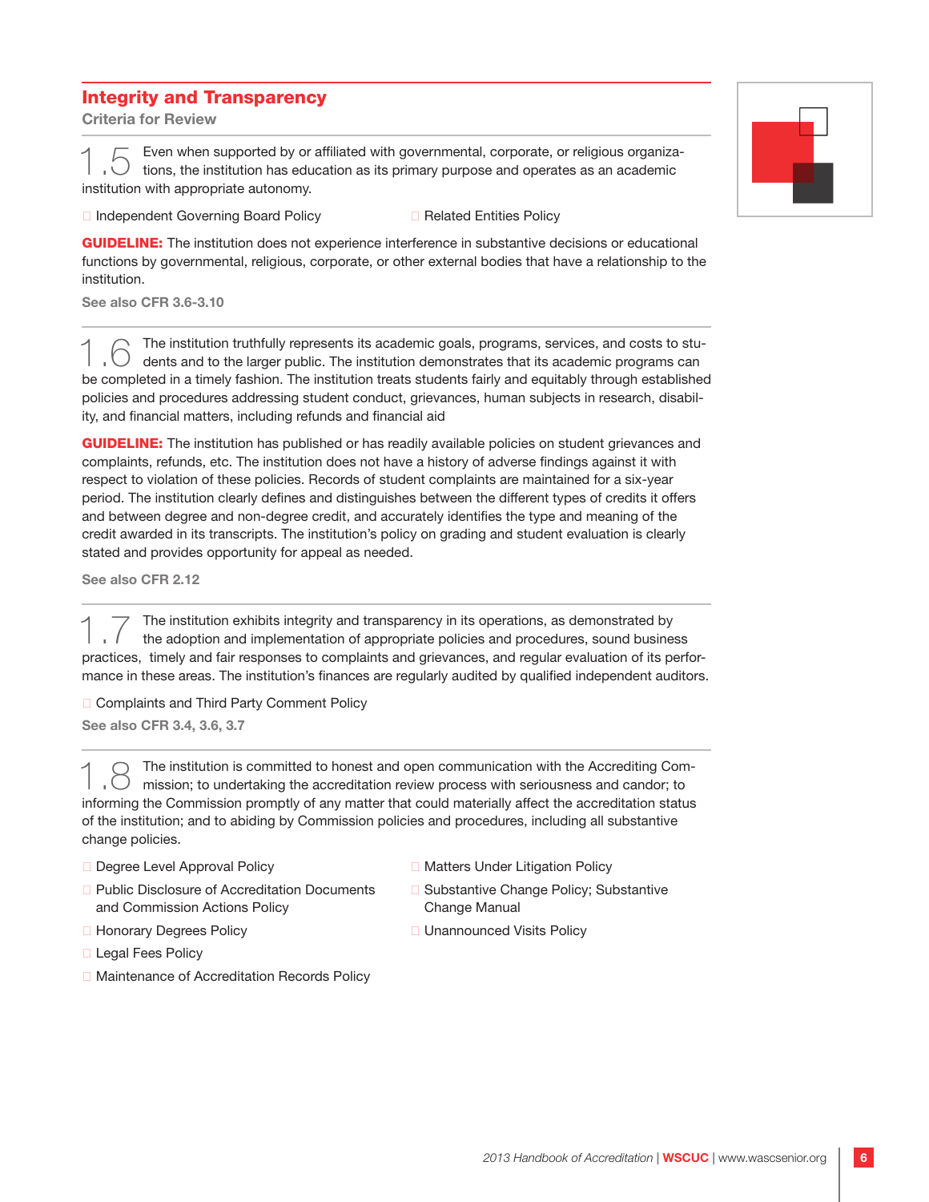## Integrity and Transparency

### Criteria for Review

**1.5** Even when supported by or affiliated with governmental, corporate, or religious organizations, the institution has education as its primary purpose and operates as an academic institution with appropriate autonomy.

- Independent Governing Board Policy
- Related Entities Policy

**GUIDELINE:** The institution does not experience interference in substantive decisions or educational functions by governmental, religious, corporate, or other external bodies that have a relationship to the institution.

**See also CFR 3.6-3.10**

**1.6** The institution truthfully represents its academic goals, programs, services, and costs to students and to the larger public. The institution demonstrates that its academic programs can be completed in a timely fashion. The institution treats students fairly and equitably through established policies and procedures addressing student conduct, grievances, human subjects in research, disability, and financial matters, including refunds and financial aid

**GUIDELINE:** The institution has published or has readily available policies on student grievances and complaints, refunds, etc. The institution does not have a history of adverse findings against it with respect to violation of these policies. Records of student complaints are maintained for a six-year period. The institution clearly defines and distinguishes between the different types of credits it offers and between degree and non-degree credit, and accurately identifies the type and meaning of the credit awarded in its transcripts. The institution's policy on grading and student evaluation is clearly stated and provides opportunity for appeal as needed.

**See also CFR 2.12**

**1.7** The institution exhibits integrity and transparency in its operations, as demonstrated by the adoption and implementation of appropriate policies and procedures, sound business practices, timely and fair responses to complaints and grievances, and regular evaluation of its performance in these areas. The institution's finances are regularly audited by qualified independent auditors.

- Complaints and Third Party Comment Policy

**See also CFR 3.4, 3.6, 3.7**

**1.8** The institution is committed to honest and open communication with the Accrediting Commission; to undertaking the accreditation review process with seriousness and candor; to informing the Commission promptly of any matter that could materially affect the accreditation status of the institution; and to abiding by Commission policies and procedures, including all substantive change policies.

- Degree Level Approval Policy
- Public Disclosure of Accreditation Documents and Commission Actions Policy
- Honorary Degrees Policy
- Legal Fees Policy
- Maintenance of Accreditation Records Policy
- Matters Under Litigation Policy
- Substantive Change Policy; Substantive Change Manual
- Unannounced Visits Policy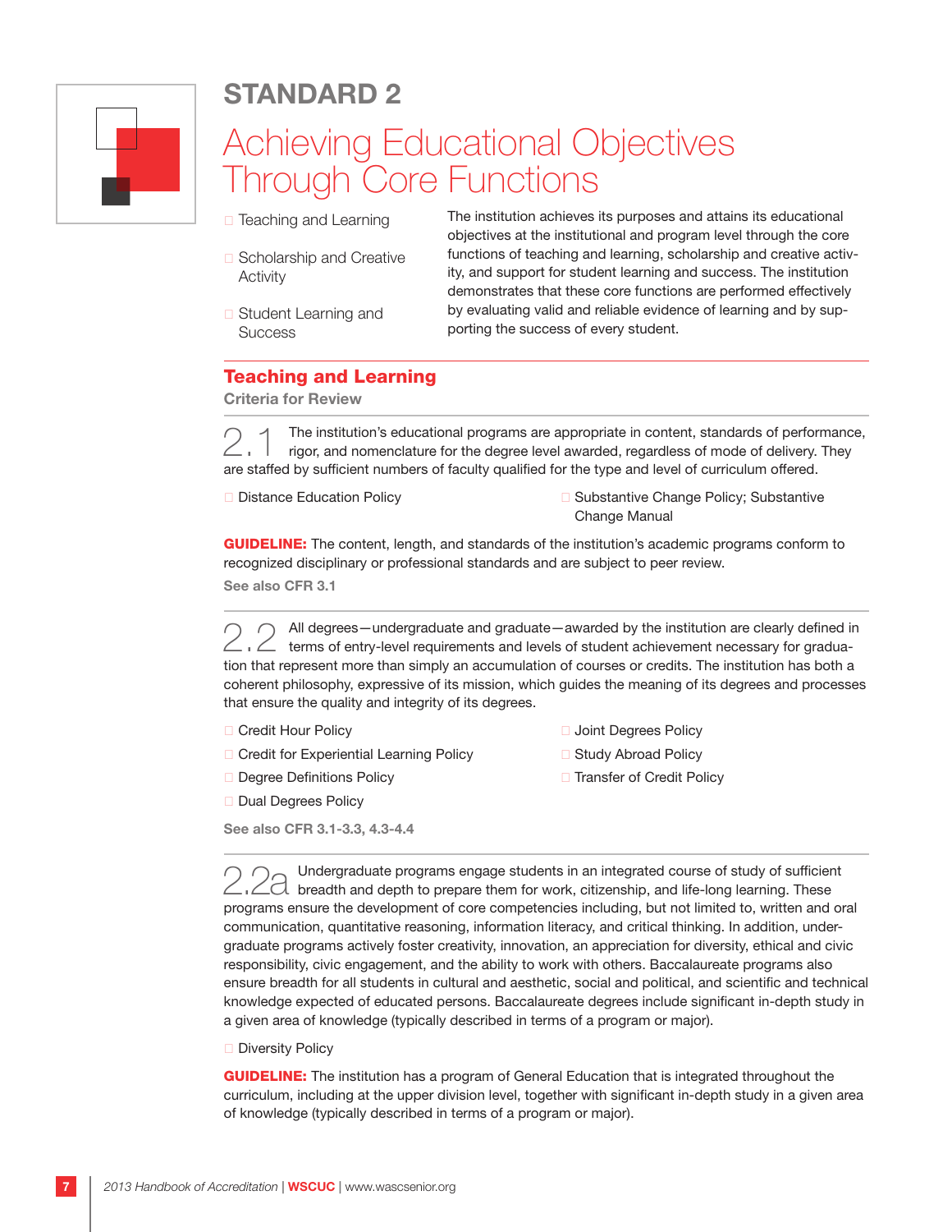# STANDARD 2

## Achieving Educational Objectives Through Core Functions

- Teaching and Learning
- Scholarship and Creative Activity
- Student Learning and Success

The institution achieves its purposes and attains its educational objectives at the institutional and program level through the core functions of teaching and learning, scholarship and creative activity, and support for student learning and success. The institution demonstrates that these core functions are performed effectively by evaluating valid and reliable evidence of learning and by supporting the success of every student.

### Teaching and Learning

**Criteria for Review**

**2.1** The institution's educational programs are appropriate in content, standards of performance, rigor, and nomenclature for the degree level awarded, regardless of mode of delivery. They are staffed by sufficient numbers of faculty qualified for the type and level of curriculum offered.

- Distance Education Policy
- Substantive Change Policy; Substantive Change Manual

**GUIDELINE:** The content, length, and standards of the institution's academic programs conform to recognized disciplinary or professional standards and are subject to peer review.

**See also CFR 3.1**

**2.2** All degrees—undergraduate and graduate—awarded by the institution are clearly defined in terms of entry-level requirements and levels of student achievement necessary for graduation that represent more than simply an accumulation of courses or credits. The institution has both a coherent philosophy, expressive of its mission, which guides the meaning of its degrees and processes that ensure the quality and integrity of its degrees.

- Credit Hour Policy
- Credit for Experiential Learning Policy
- Degree Definitions Policy
- Dual Degrees Policy
- Joint Degrees Policy
- Study Abroad Policy
- Transfer of Credit Policy

**See also CFR 3.1-3.3, 4.3-4.4**

**2.2a** Undergraduate programs engage students in an integrated course of study of sufficient breadth and depth to prepare them for work, citizenship, and life-long learning. These programs ensure the development of core competencies including, but not limited to, written and oral communication, quantitative reasoning, information literacy, and critical thinking. In addition, undergraduate programs actively foster creativity, innovation, an appreciation for diversity, ethical and civic responsibility, civic engagement, and the ability to work with others. Baccalaureate programs also ensure breadth for all students in cultural and aesthetic, social and political, and scientific and technical knowledge expected of educated persons. Baccalaureate degrees include significant in-depth study in a given area of knowledge (typically described in terms of a program or major).

- Diversity Policy

**GUIDELINE:** The institution has a program of General Education that is integrated throughout the curriculum, including at the upper division level, together with significant in-depth study in a given area of knowledge (typically described in terms of a program or major).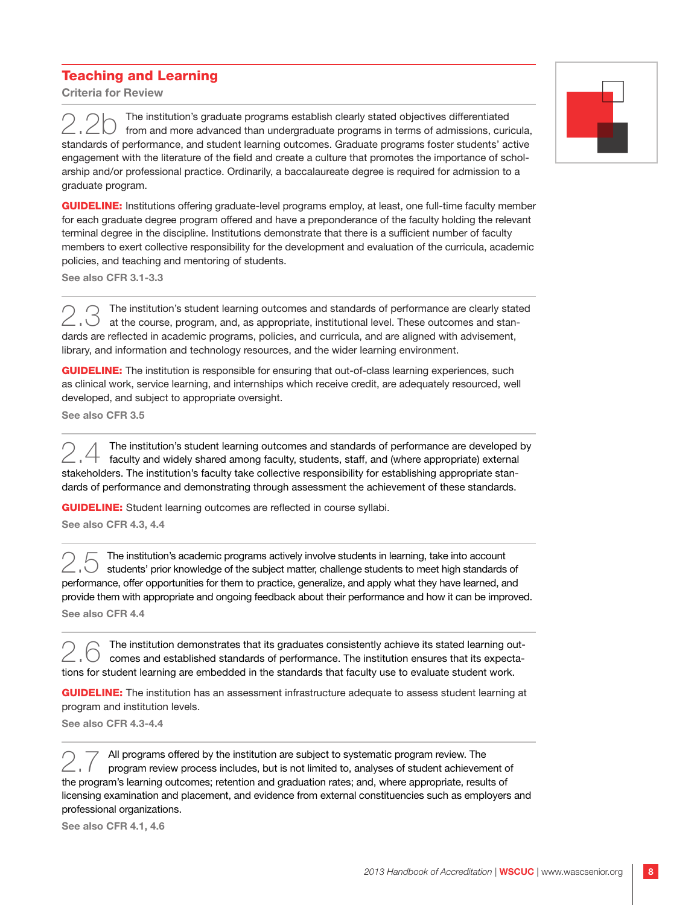## Teaching and Learning

**Criteria for Review**

2.2b The institution's graduate programs establish clearly stated objectives differentiated from and more advanced than undergraduate programs in terms of admissions, curicula, standards of performance, and student learning outcomes. Graduate programs foster students' active engagement with the literature of the field and create a culture that promotes the importance of scholarship and/or professional practice. Ordinarily, a baccalaureate degree is required for admission to a graduate program.

**GUIDELINE:** Institutions offering graduate-level programs employ, at least, one full-time faculty member for each graduate degree program offered and have a preponderance of the faculty holding the relevant terminal degree in the discipline. Institutions demonstrate that there is a sufficient number of faculty members to exert collective responsibility for the development and evaluation of the curricula, academic policies, and teaching and mentoring of students.

**See also CFR 3.1-3.3**

2.3 The institution's student learning outcomes and standards of performance are clearly stated at the course, program, and, as appropriate, institutional level. These outcomes and standards are reflected in academic programs, policies, and curricula, and are aligned with advisement, library, and information and technology resources, and the wider learning environment.

**GUIDELINE:** The institution is responsible for ensuring that out-of-class learning experiences, such as clinical work, service learning, and internships which receive credit, are adequately resourced, well developed, and subject to appropriate oversight.

**See also CFR 3.5**

2.4 The institution's student learning outcomes and standards of performance are developed by faculty and widely shared among faculty, students, staff, and (where appropriate) external stakeholders. The institution's faculty take collective responsibility for establishing appropriate standards of performance and demonstrating through assessment the achievement of these standards.

**GUIDELINE:** Student learning outcomes are reflected in course syllabi.

**See also CFR 4.3, 4.4**

2.5 The institution's academic programs actively involve students in learning, take into account students' prior knowledge of the subject matter, challenge students to meet high standards of performance, offer opportunities for them to practice, generalize, and apply what they have learned, and provide them with appropriate and ongoing feedback about their performance and how it can be improved.

**See also CFR 4.4**

2.6 The institution demonstrates that its graduates consistently achieve its stated learning outcomes and established standards of performance. The institution ensures that its expectations for student learning are embedded in the standards that faculty use to evaluate student work.

**GUIDELINE:** The institution has an assessment infrastructure adequate to assess student learning at program and institution levels.

**See also CFR 4.3-4.4**

2.7 All programs offered by the institution are subject to systematic program review. The program review process includes, but is not limited to, analyses of student achievement of the program's learning outcomes; retention and graduation rates; and, where appropriate, results of licensing examination and placement, and evidence from external constituencies such as employers and professional organizations.

**See also CFR 4.1, 4.6**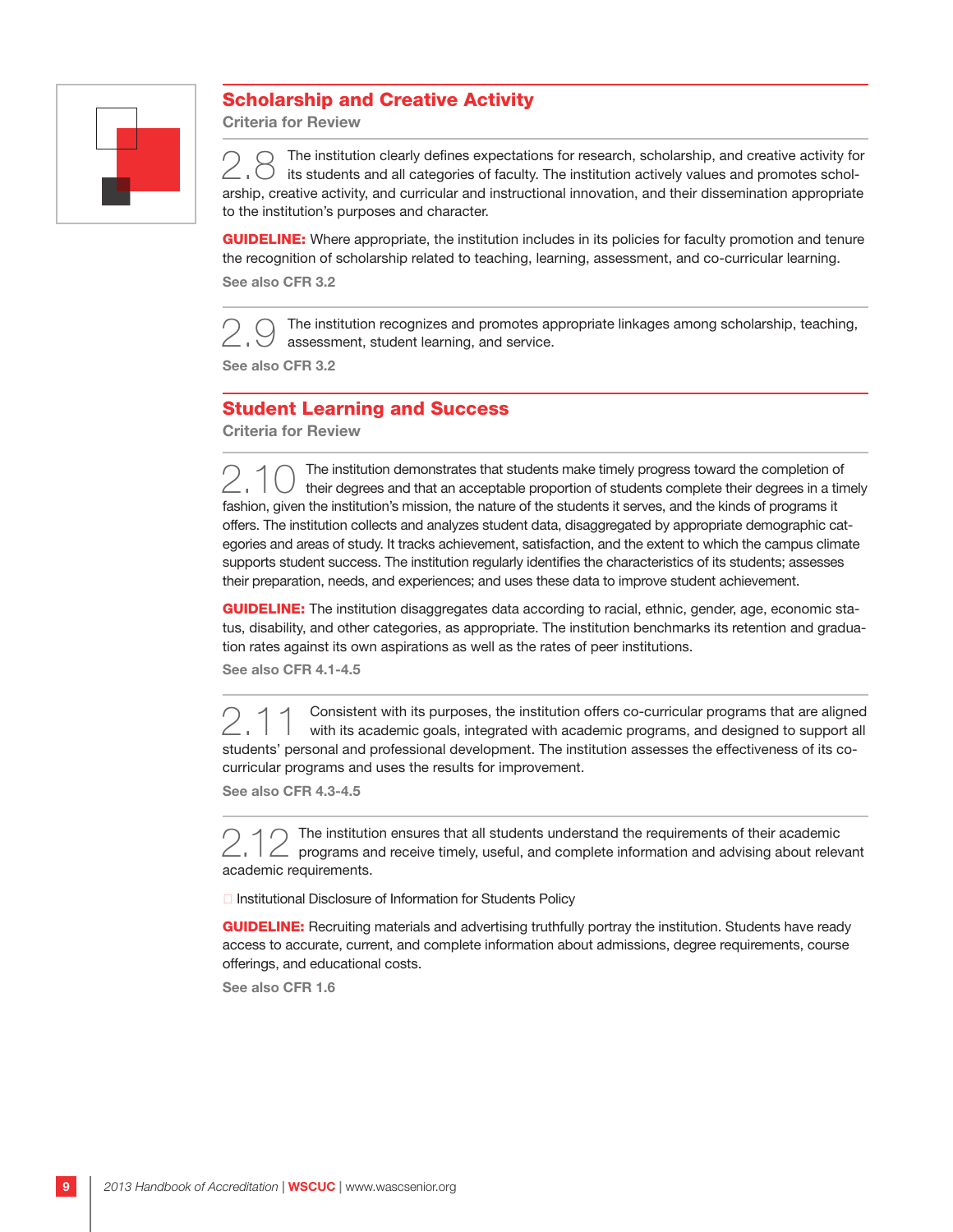## Scholarship and Creative Activity

**Criteria for Review**

2.8 The institution clearly defines expectations for research, scholarship, and creative activity for its students and all categories of faculty. The institution actively values and promotes scholarship, creative activity, and curricular and instructional innovation, and their dissemination appropriate to the institution's purposes and character.

**GUIDELINE:** Where appropriate, the institution includes in its policies for faculty promotion and tenure the recognition of scholarship related to teaching, learning, assessment, and co-curricular learning.

**See also CFR 3.2**

2.9 The institution recognizes and promotes appropriate linkages among scholarship, teaching, assessment, student learning, and service.

**See also CFR 3.2**

## Student Learning and Success

**Criteria for Review**

2.10 The institution demonstrates that students make timely progress toward the completion of their degrees and that an acceptable proportion of students complete their degrees in a timely fashion, given the institution's mission, the nature of the students it serves, and the kinds of programs it offers. The institution collects and analyzes student data, disaggregated by appropriate demographic categories and areas of study. It tracks achievement, satisfaction, and the extent to which the campus climate supports student success. The institution regularly identifies the characteristics of its students; assesses their preparation, needs, and experiences; and uses these data to improve student achievement.

**GUIDELINE:** The institution disaggregates data according to racial, ethnic, gender, age, economic status, disability, and other categories, as appropriate. The institution benchmarks its retention and graduation rates against its own aspirations as well as the rates of peer institutions.

**See also CFR 4.1-4.5**

2.11 Consistent with its purposes, the institution offers co-curricular programs that are aligned with its academic goals, integrated with academic programs, and designed to support all students' personal and professional development. The institution assesses the effectiveness of its co-curricular programs and uses the results for improvement.

**See also CFR 4.3-4.5**

2.12 The institution ensures that all students understand the requirements of their academic programs and receive timely, useful, and complete information and advising about relevant academic requirements.

- Institutional Disclosure of Information for Students Policy

**GUIDELINE:** Recruiting materials and advertising truthfully portray the institution. Students have ready access to accurate, current, and complete information about admissions, degree requirements, course offerings, and educational costs.

**See also CFR 1.6**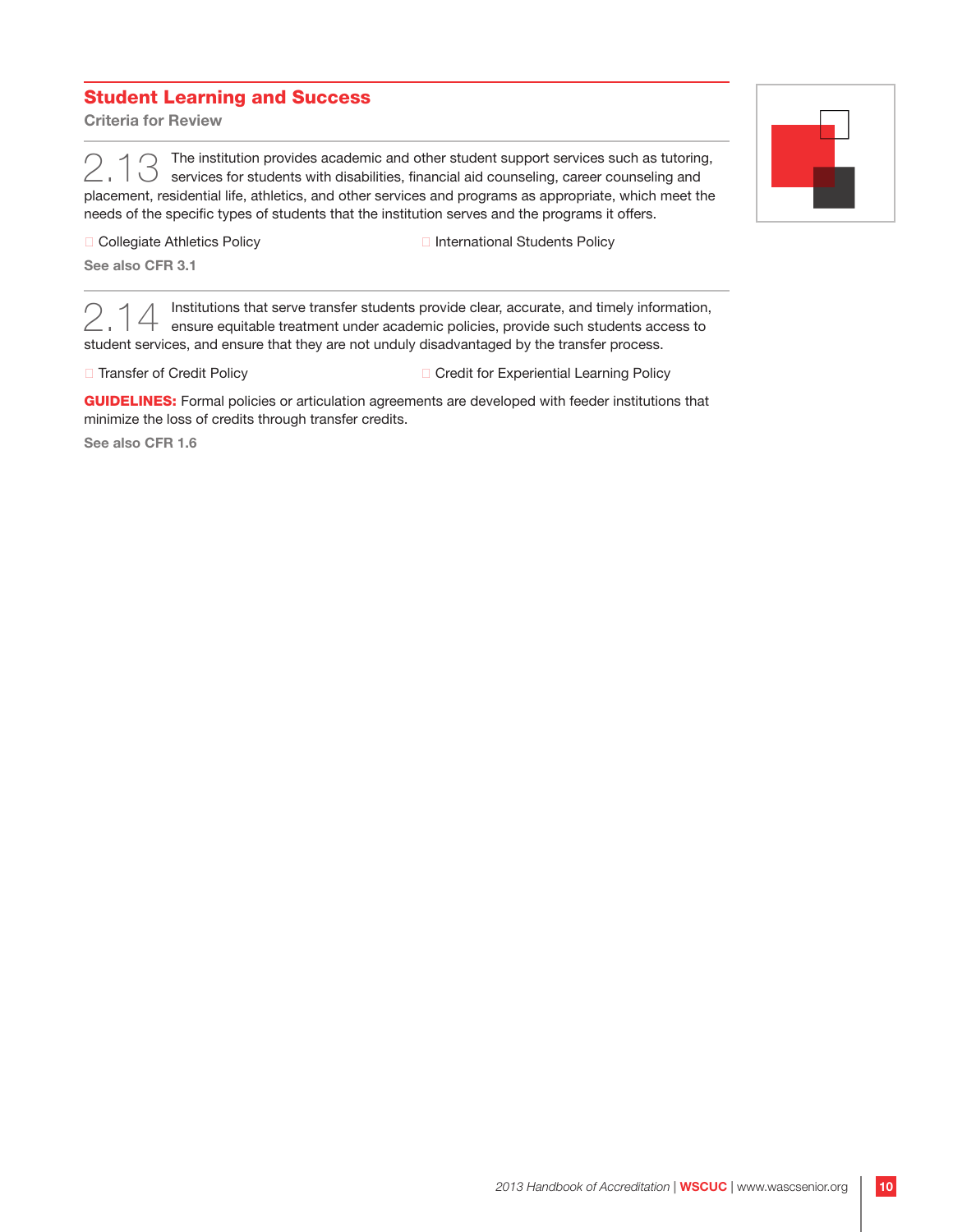## Student Learning and Success

**Criteria for Review**

2.13 The institution provides academic and other student support services such as tutoring, services for students with disabilities, financial aid counseling, career counseling and placement, residential life, athletics, and other services and programs as appropriate, which meet the needs of the specific types of students that the institution serves and the programs it offers.

- Collegiate Athletics Policy
- International Students Policy

**See also CFR 3.1**

2.14 Institutions that serve transfer students provide clear, accurate, and timely information, ensure equitable treatment under academic policies, provide such students access to student services, and ensure that they are not unduly disadvantaged by the transfer process.

- Transfer of Credit Policy
- Credit for Experiential Learning Policy

**GUIDELINES:** Formal policies or articulation agreements are developed with feeder institutions that minimize the loss of credits through transfer credits.

**See also CFR 1.6**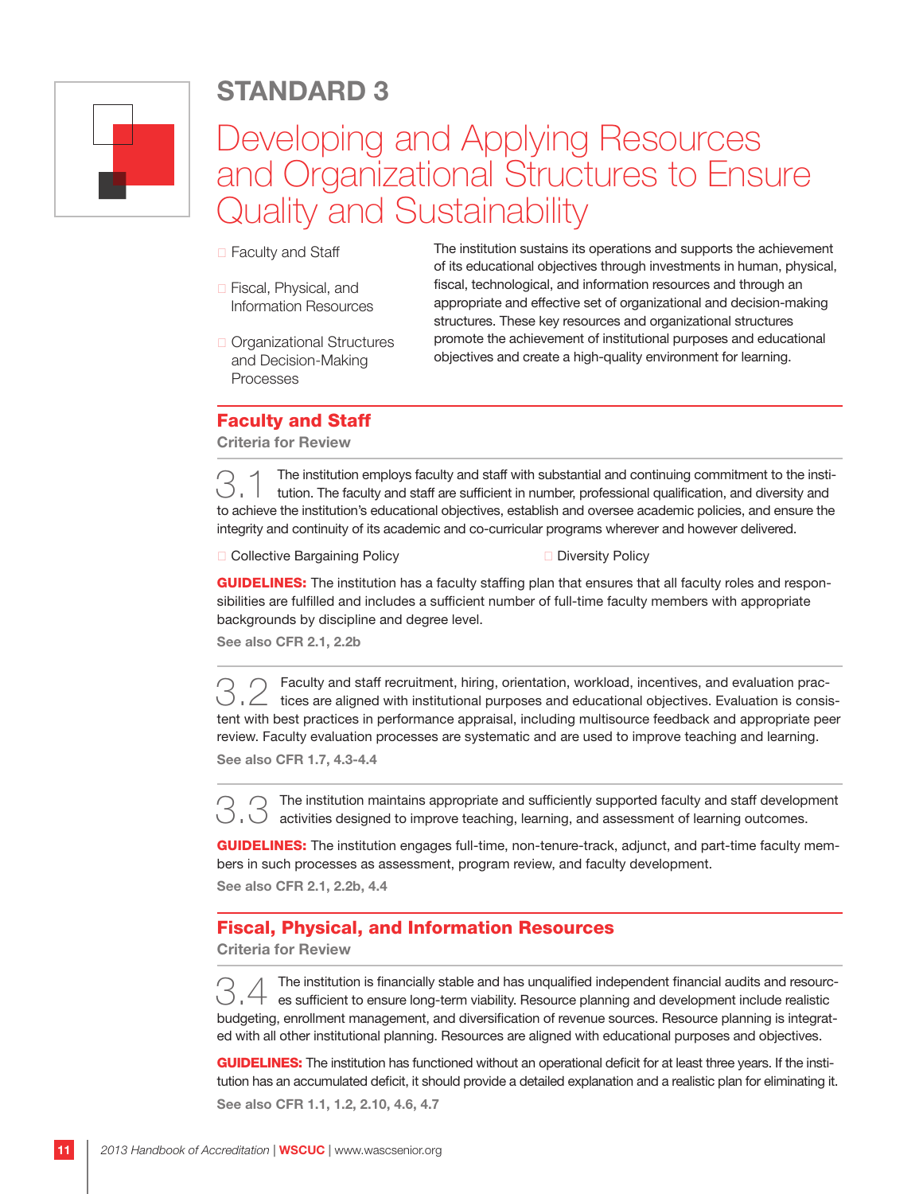# STANDARD 3

## Developing and Applying Resources and Organizational Structures to Ensure Quality and Sustainability

- Faculty and Staff
- Fiscal, Physical, and Information Resources
- Organizational Structures and Decision-Making Processes

The institution sustains its operations and supports the achievement of its educational objectives through investments in human, physical, fiscal, technological, and information resources and through an appropriate and effective set of organizational and decision-making structures. These key resources and organizational structures promote the achievement of institutional purposes and educational objectives and create a high-quality environment for learning.

### Faculty and Staff

**Criteria for Review**

**3.1** The institution employs faculty and staff with substantial and continuing commitment to the institution. The faculty and staff are sufficient in number, professional qualification, and diversity and to achieve the institution's educational objectives, establish and oversee academic policies, and ensure the integrity and continuity of its academic and co-curricular programs wherever and however delivered.

- Collective Bargaining Policy
- Diversity Policy

**GUIDELINES:** The institution has a faculty staffing plan that ensures that all faculty roles and responsibilities are fulfilled and includes a sufficient number of full-time faculty members with appropriate backgrounds by discipline and degree level.

**See also CFR 2.1, 2.2b**

**3.2** Faculty and staff recruitment, hiring, orientation, workload, incentives, and evaluation practices are aligned with institutional purposes and educational objectives. Evaluation is consistent with best practices in performance appraisal, including multisource feedback and appropriate peer review. Faculty evaluation processes are systematic and are used to improve teaching and learning.

**See also CFR 1.7, 4.3-4.4**

**3.3** The institution maintains appropriate and sufficiently supported faculty and staff development activities designed to improve teaching, learning, and assessment of learning outcomes.

**GUIDELINES:** The institution engages full-time, non-tenure-track, adjunct, and part-time faculty members in such processes as assessment, program review, and faculty development.

**See also CFR 2.1, 2.2b, 4.4**

### Fiscal, Physical, and Information Resources

**Criteria for Review**

**3.4** The institution is financially stable and has unqualified independent financial audits and resources sufficient to ensure long-term viability. Resource planning and development include realistic budgeting, enrollment management, and diversification of revenue sources. Resource planning is integrated with all other institutional planning. Resources are aligned with educational purposes and objectives.

**GUIDELINES:** The institution has functioned without an operational deficit for at least three years. If the institution has an accumulated deficit, it should provide a detailed explanation and a realistic plan for eliminating it.

**See also CFR 1.1, 1.2, 2.10, 4.6, 4.7**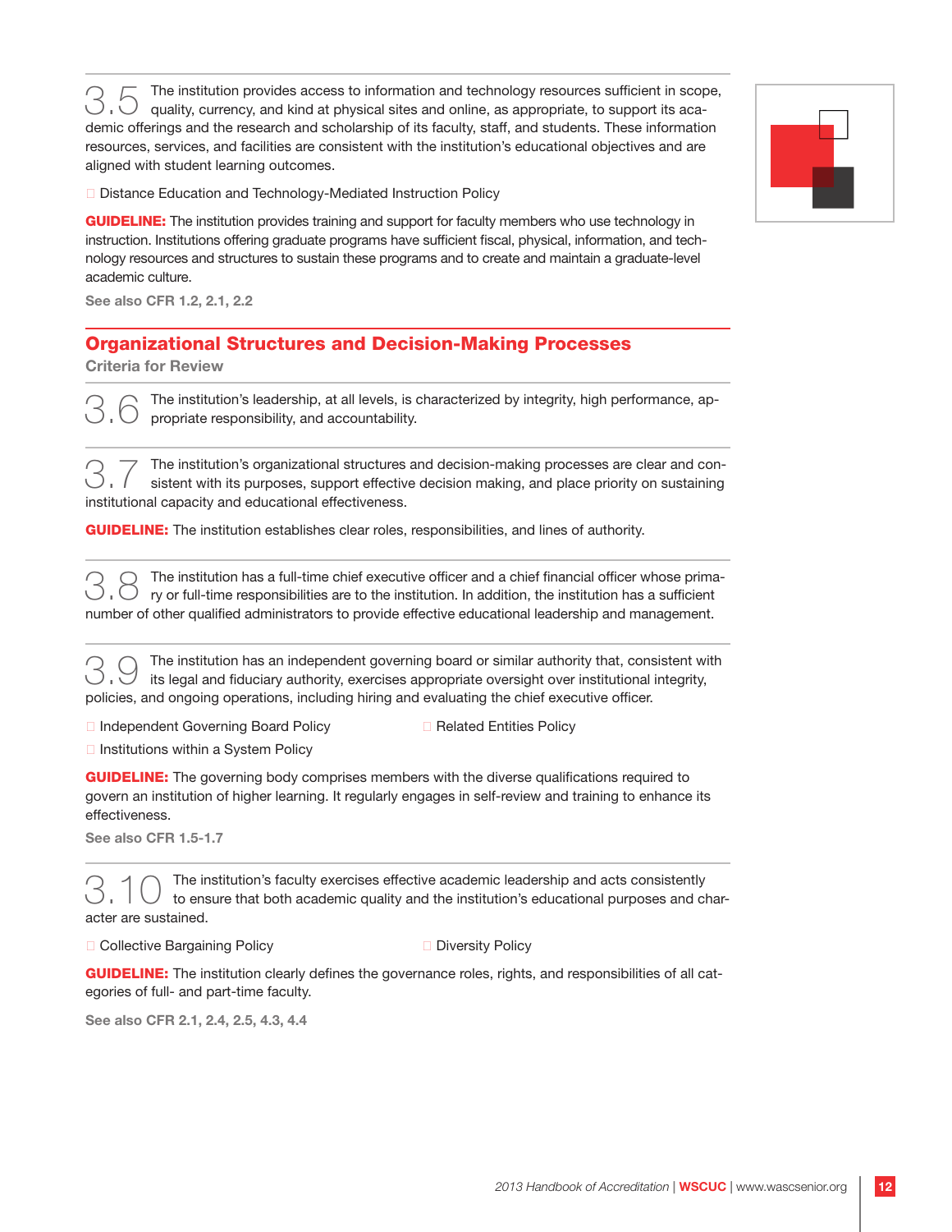**3.5** The institution provides access to information and technology resources sufficient in scope, quality, currency, and kind at physical sites and online, as appropriate, to support its academic offerings and the research and scholarship of its faculty, staff, and students. These information resources, services, and facilities are consistent with the institution's educational objectives and are aligned with student learning outcomes.

- Distance Education and Technology-Mediated Instruction Policy

**GUIDELINE:** The institution provides training and support for faculty members who use technology in instruction. Institutions offering graduate programs have sufficient fiscal, physical, information, and technology resources and structures to sustain these programs and to create and maintain a graduate-level academic culture.

**See also CFR 1.2, 2.1, 2.2**

## Organizational Structures and Decision-Making Processes

### Criteria for Review

**3.6** The institution's leadership, at all levels, is characterized by integrity, high performance, appropriate responsibility, and accountability.

**3.7** The institution's organizational structures and decision-making processes are clear and consistent with its purposes, support effective decision making, and place priority on sustaining institutional capacity and educational effectiveness.

**GUIDELINE:** The institution establishes clear roles, responsibilities, and lines of authority.

**3.8** The institution has a full-time chief executive officer and a chief financial officer whose primary or full-time responsibilities are to the institution. In addition, the institution has a sufficient number of other qualified administrators to provide effective educational leadership and management.

**3.9** The institution has an independent governing board or similar authority that, consistent with its legal and fiduciary authority, exercises appropriate oversight over institutional integrity, policies, and ongoing operations, including hiring and evaluating the chief executive officer.

- Independent Governing Board Policy
- Related Entities Policy
- Institutions within a System Policy

**GUIDELINE:** The governing body comprises members with the diverse qualifications required to govern an institution of higher learning. It regularly engages in self-review and training to enhance its effectiveness.

**See also CFR 1.5-1.7**

**3.10** The institution's faculty exercises effective academic leadership and acts consistently to ensure that both academic quality and the institution's educational purposes and character are sustained.

- Collective Bargaining Policy
- Diversity Policy

**GUIDELINE:** The institution clearly defines the governance roles, rights, and responsibilities of all categories of full- and part-time faculty.

**See also CFR 2.1, 2.4, 2.5, 4.3, 4.4**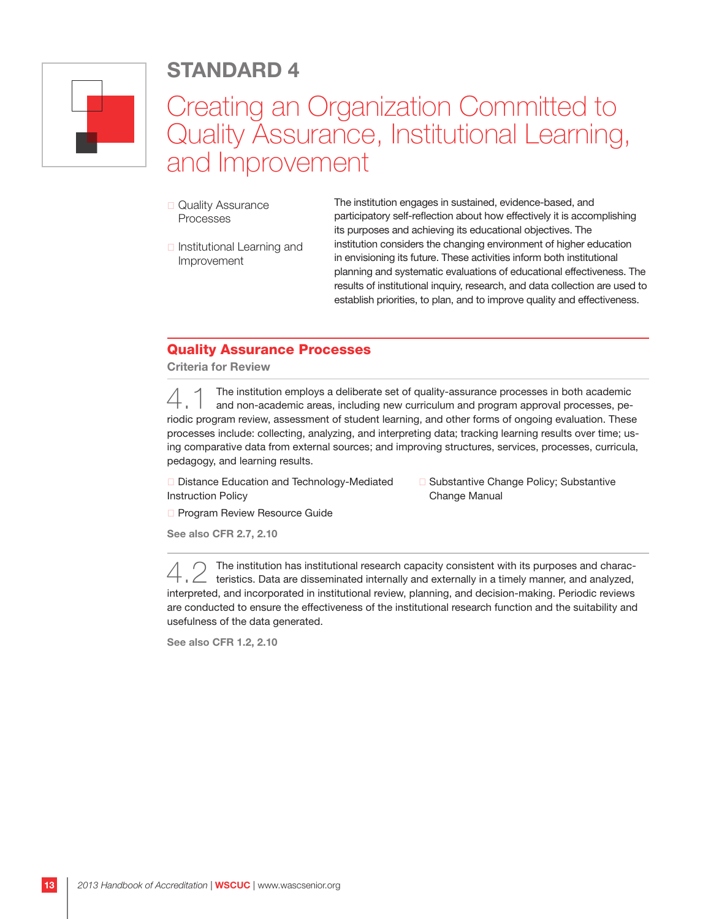# STANDARD 4

## Creating an Organization Committed to Quality Assurance, Institutional Learning, and Improvement

- Quality Assurance Processes
- Institutional Learning and Improvement

The institution engages in sustained, evidence-based, and participatory self-reflection about how effectively it is accomplishing its purposes and achieving its educational objectives. The institution considers the changing environment of higher education in envisioning its future. These activities inform both institutional planning and systematic evaluations of educational effectiveness. The results of institutional inquiry, research, and data collection are used to establish priorities, to plan, and to improve quality and effectiveness.

### Quality Assurance Processes

**Criteria for Review**

4.1 The institution employs a deliberate set of quality-assurance processes in both academic and non-academic areas, including new curriculum and program approval processes, periodic program review, assessment of student learning, and other forms of ongoing evaluation. These processes include: collecting, analyzing, and interpreting data; tracking learning results over time; using comparative data from external sources; and improving structures, services, processes, curricula, pedagogy, and learning results.

- Distance Education and Technology-Mediated Instruction Policy
- Program Review Resource Guide
- Substantive Change Policy; Substantive Change Manual

**See also CFR 2.7, 2.10**

4.2 The institution has institutional research capacity consistent with its purposes and characteristics. Data are disseminated internally and externally in a timely manner, and analyzed, interpreted, and incorporated in institutional review, planning, and decision-making. Periodic reviews are conducted to ensure the effectiveness of the institutional research function and the suitability and usefulness of the data generated.

**See also CFR 1.2, 2.10**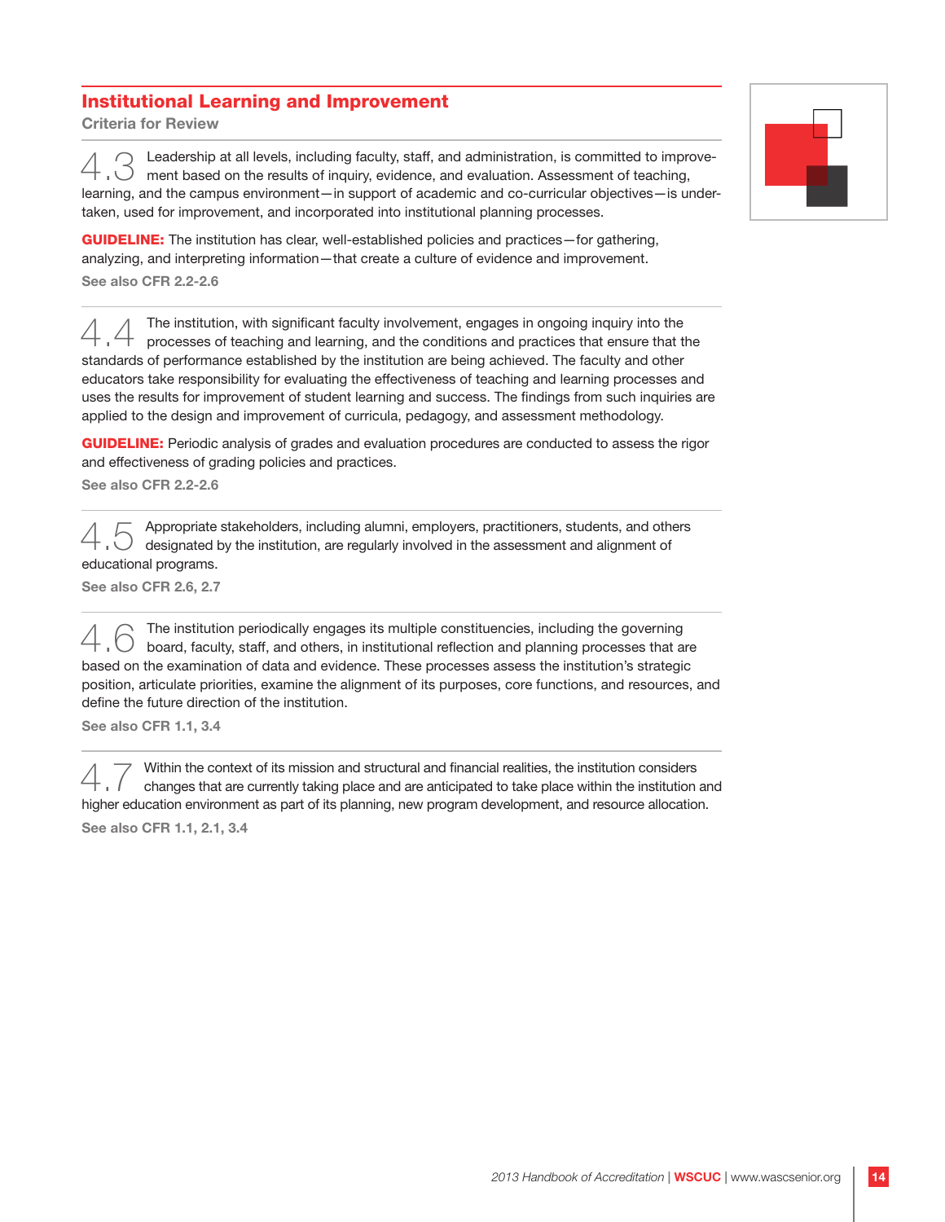## Institutional Learning and Improvement

**Criteria for Review**

4.3 Leadership at all levels, including faculty, staff, and administration, is committed to improvement based on the results of inquiry, evidence, and evaluation. Assessment of teaching, learning, and the campus environment—in support of academic and co-curricular objectives—is undertaken, used for improvement, and incorporated into institutional planning processes.

**GUIDELINE:** The institution has clear, well-established policies and practices—for gathering, analyzing, and interpreting information—that create a culture of evidence and improvement.

**See also CFR 2.2-2.6**

4.4 The institution, with significant faculty involvement, engages in ongoing inquiry into the processes of teaching and learning, and the conditions and practices that ensure that the standards of performance established by the institution are being achieved. The faculty and other educators take responsibility for evaluating the effectiveness of teaching and learning processes and uses the results for improvement of student learning and success. The findings from such inquiries are applied to the design and improvement of curricula, pedagogy, and assessment methodology.

**GUIDELINE:** Periodic analysis of grades and evaluation procedures are conducted to assess the rigor and effectiveness of grading policies and practices.

**See also CFR 2.2-2.6**

4.5 Appropriate stakeholders, including alumni, employers, practitioners, students, and others designated by the institution, are regularly involved in the assessment and alignment of educational programs.

**See also CFR 2.6, 2.7**

4.6 The institution periodically engages its multiple constituencies, including the governing board, faculty, staff, and others, in institutional reflection and planning processes that are based on the examination of data and evidence. These processes assess the institution's strategic position, articulate priorities, examine the alignment of its purposes, core functions, and resources, and define the future direction of the institution.

**See also CFR 1.1, 3.4**

4.7 Within the context of its mission and structural and financial realities, the institution considers changes that are currently taking place and are anticipated to take place within the institution and higher education environment as part of its planning, new program development, and resource allocation.

**See also CFR 1.1, 2.1, 3.4**